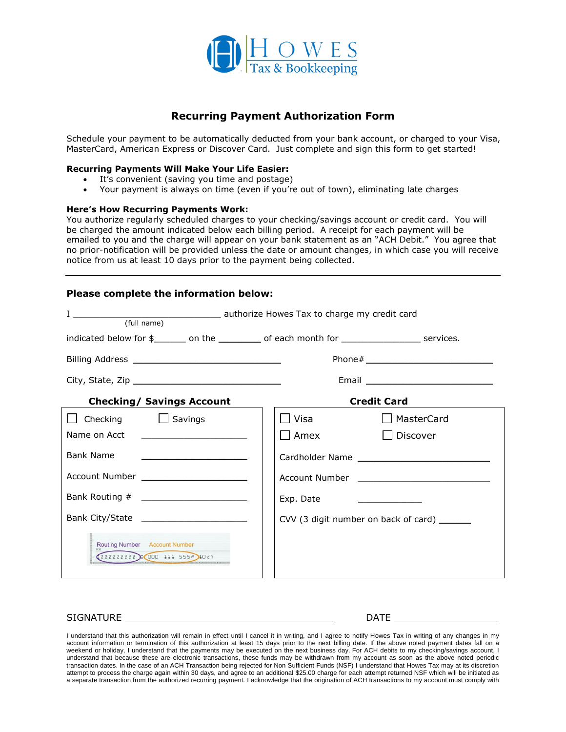**HOWES** Tax & Bookkeeping

## Recurring Payment Authorization Form

Schedule your payment to be automatically deducted from your bank account, or charged to your Visa, MasterCard, American Express or Discover Card. Just complete and sign this form to get started!

**Recurring Payments Will Make Your Life Easier:**

- It's convenient (saving you time and postage)
- Your payment is always on time (even if you're out of town), eliminating late charges

**Here's How Recurring Payments Work:**
You authorize regularly scheduled charges to your checking/savings account or credit card. You will be charged the amount indicated below each billing period. A receipt for each payment will be emailed to you and the charge will appear on your bank statement as an "ACH Debit." You agree that no prior-notification will be provided unless the date or amount changes, in which case you will receive notice from us at least 10 days prior to the payment being collected.

---

### Please complete the information below:

I ______________________________ authorize Howes Tax to charge my credit card
(full name)

indicated below for $_______ on the _________ of each month for ________________ services.

Billing Address ______________________________ Phone# __________________________

City, State, Zip ______________________________ Email __________________________

| Checking/ Savings Account | Credit Card |
|---|---|
| ☐ Checking ☐ Savings | ☐ Visa ☐ MasterCard |
| Name on Acct ____________________ | ☐ Amex ☐ Discover |
| Bank Name ____________________ | Cardholder Name ________________________ |
| Account Number ____________________ | Account Number ________________________ |
| Bank Routing # ____________________ | Exp. Date ____________ |
| Bank City/State ____________________ | CVV (3 digit number on back of card) ______ |
| Routing Number / Account Number | |

SIGNATURE ________________________________________ DATE ____________________

I understand that this authorization will remain in effect until I cancel it in writing, and I agree to notify Howes Tax in writing of any changes in my account information or termination of this authorization at least 15 days prior to the next billing date. If the above noted payment dates fall on a weekend or holiday, I understand that the payments may be executed on the next business day. For ACH debits to my checking/savings account, I understand that because these are electronic transactions, these funds may be withdrawn from my account as soon as the above noted periodic transaction dates. In the case of an ACH Transaction being rejected for Non Sufficient Funds (NSF) I understand that Howes Tax may at its discretion attempt to process the charge again within 30 days, and agree to an additional $25.00 charge for each attempt returned NSF which will be initiated as a separate transaction from the authorized recurring payment. I acknowledge that the origination of ACH transactions to my account must comply with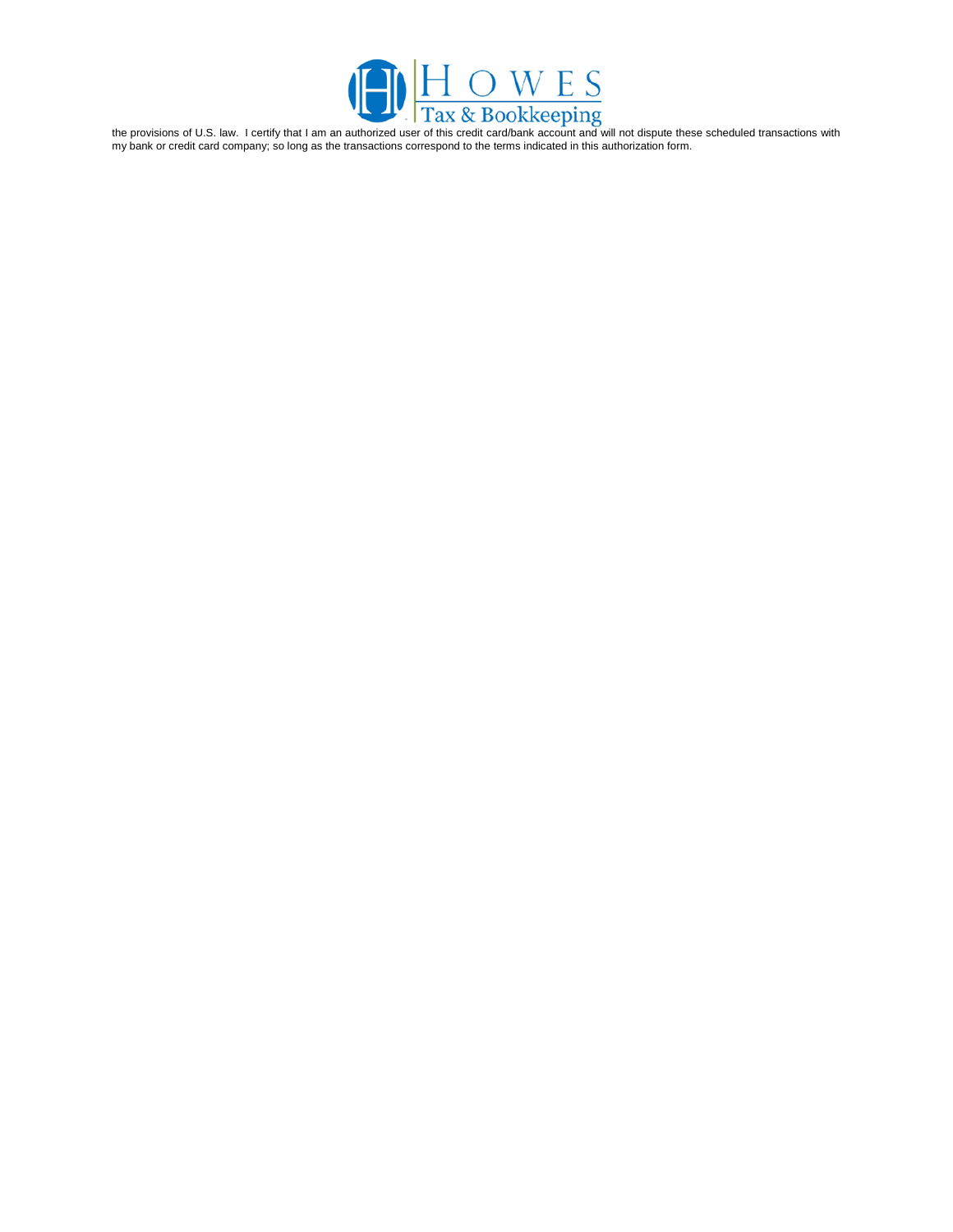the provisions of U.S. law. I certify that I am an authorized user of this credit card/bank account and will not dispute these scheduled transactions with my bank or credit card company; so long as the transactions correspond to the terms indicated in this authorization form.